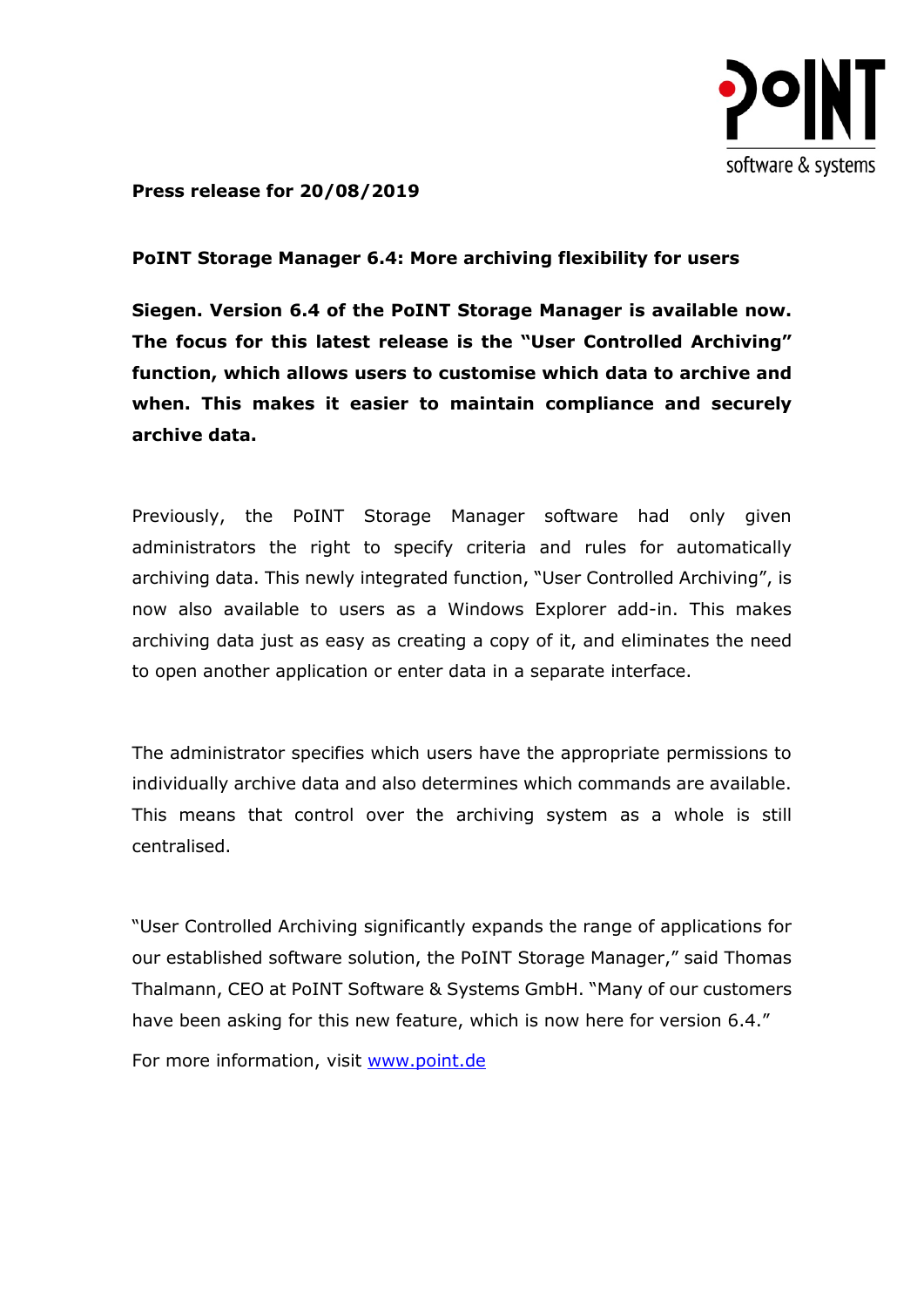**Press release for 20/08/2019**

**PoINT Storage Manager 6.4: More archiving flexibility for users**

**Siegen. Version 6.4 of the PoINT Storage Manager is available now. The focus for this latest release is the "User Controlled Archiving" function, which allows users to customise which data to archive and when. This makes it easier to maintain compliance and securely archive data.**

Previously, the PoINT Storage Manager software had only given administrators the right to specify criteria and rules for automatically archiving data. This newly integrated function, "User Controlled Archiving", is now also available to users as a Windows Explorer add-in. This makes archiving data just as easy as creating a copy of it, and eliminates the need to open another application or enter data in a separate interface.

The administrator specifies which users have the appropriate permissions to individually archive data and also determines which commands are available. This means that control over the archiving system as a whole is still centralised.

"User Controlled Archiving significantly expands the range of applications for our established software solution, the PoINT Storage Manager," said Thomas Thalmann, CEO at PoINT Software & Systems GmbH. "Many of our customers have been asking for this new feature, which is now here for version 6.4."

For more information, visit [www.point.de](http://www.point.de)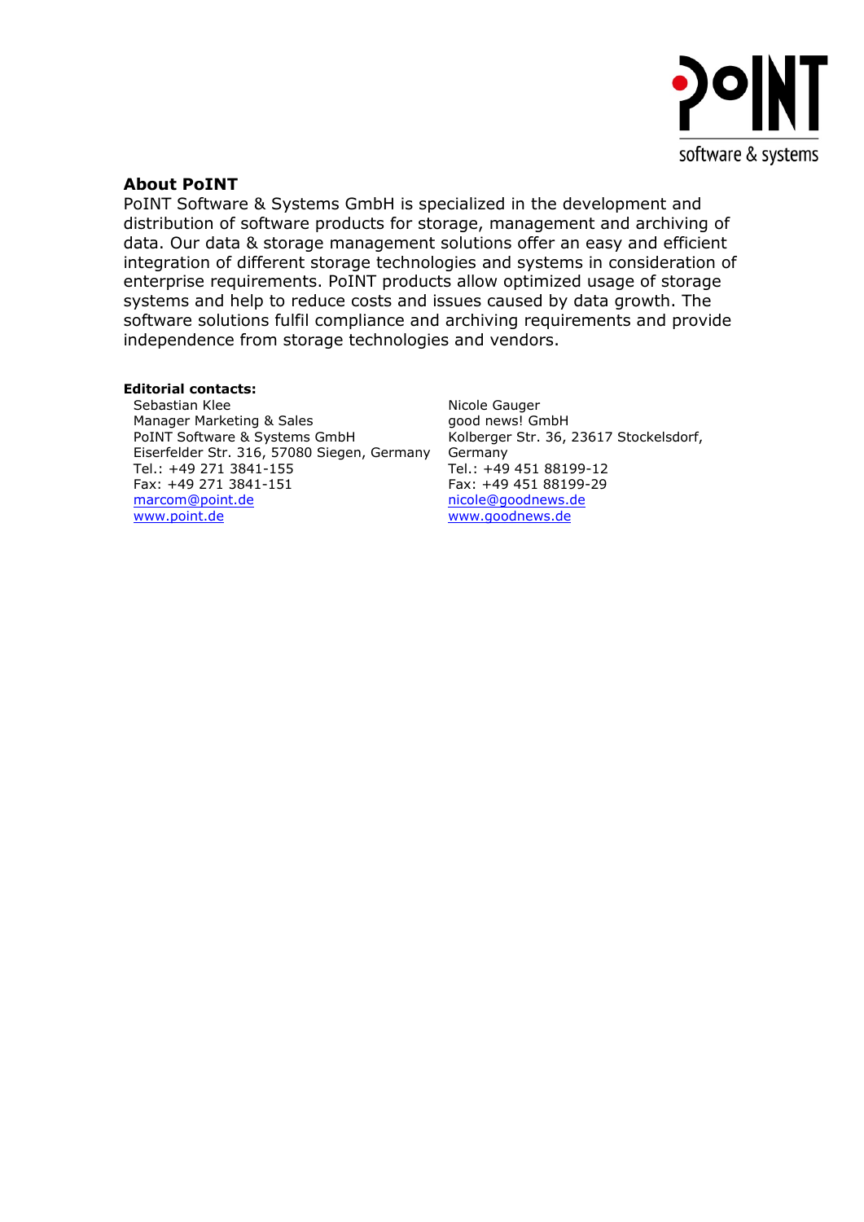## About PoINT

PoINT Software & Systems GmbH is specialized in the development and distribution of software products for storage, management and archiving of data. Our data & storage management solutions offer an easy and efficient integration of different storage technologies and systems in consideration of enterprise requirements. PoINT products allow optimized usage of storage systems and help to reduce costs and issues caused by data growth. The software solutions fulfil compliance and archiving requirements and provide independence from storage technologies and vendors.

**Editorial contacts:**

Sebastian Klee
Manager Marketing & Sales
PoINT Software & Systems GmbH
Eiserfelder Str. 316, 57080 Siegen, Germany
Tel.: +49 271 3841-155
Fax: +49 271 3841-151
marcom@point.de
www.point.de

Nicole Gauger
good news! GmbH
Kolberger Str. 36, 23617 Stockelsdorf, Germany
Tel.: +49 451 88199-12
Fax: +49 451 88199-29
nicole@goodnews.de
www.goodnews.de